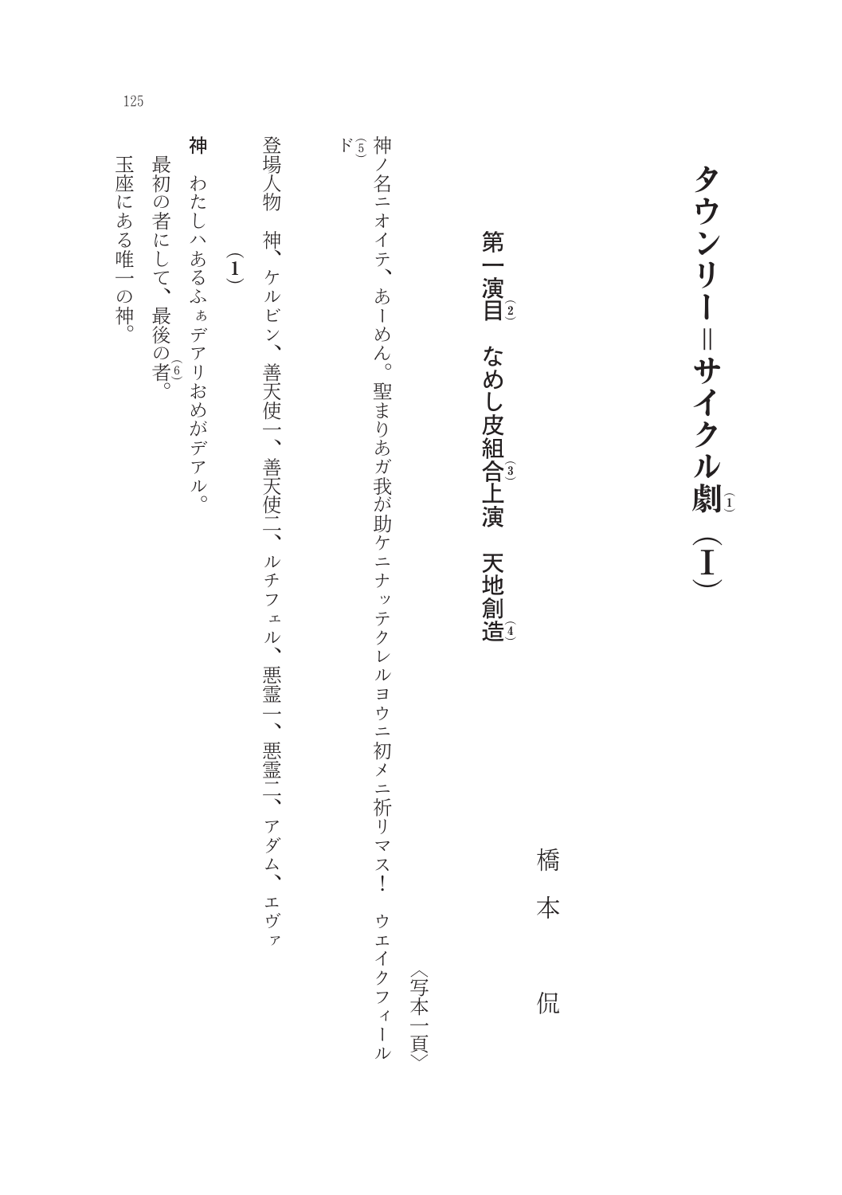# タウンリー＝サイクル劇(1)（I）

橋本　侃

## 第一演目(2)　なめし皮組合(3)上演　天地創造(4)

〈写本一頁〉

神ノ名ニオイテ、あーめん。聖まりあガ我が助ケニナッテクレルヨウニ初メニ祈リマス！　ウエイクフィールド(5)

登場人物　神、ケルビン、善天使一、善天使二、ルチフェル、悪霊一、悪霊二、アダム、エヴァ

（1）

**神**　わたしハあるふぁデアリおめがデアル。
最初の者にして、最後の者。(6)
玉座にある唯一の神。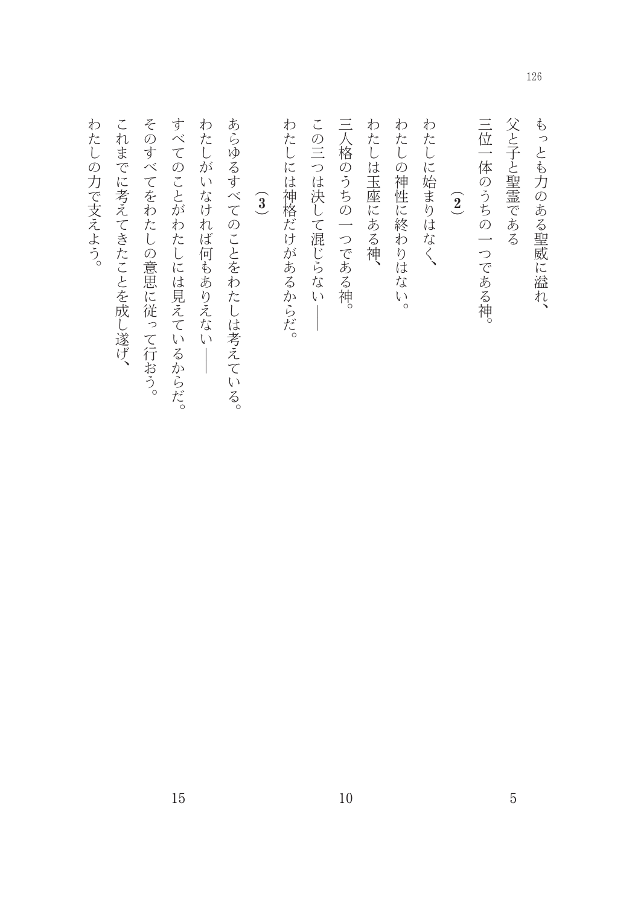もっとも力のある聖威に溢れ、
父と子と聖霊である
三位一体のうちの一つである神。

（**2**）

わたしに始まりはなく、
わたしの神性に終わりはない。
わたしは玉座にある神、
三人格のうちの一つである神。
この三つは決して混じらない――
わたしには神格だけがあるからだ。

（**3**）

あらゆるすべてのことをわたしは考えている。
わたしがいなければ何もありえない――
すべてのことがわたしには見えているからだ。
そのすべてをわたしの意思に従って行おう。
これまでに考えてきたことを成し遂げ、
わたしの力で支えよう。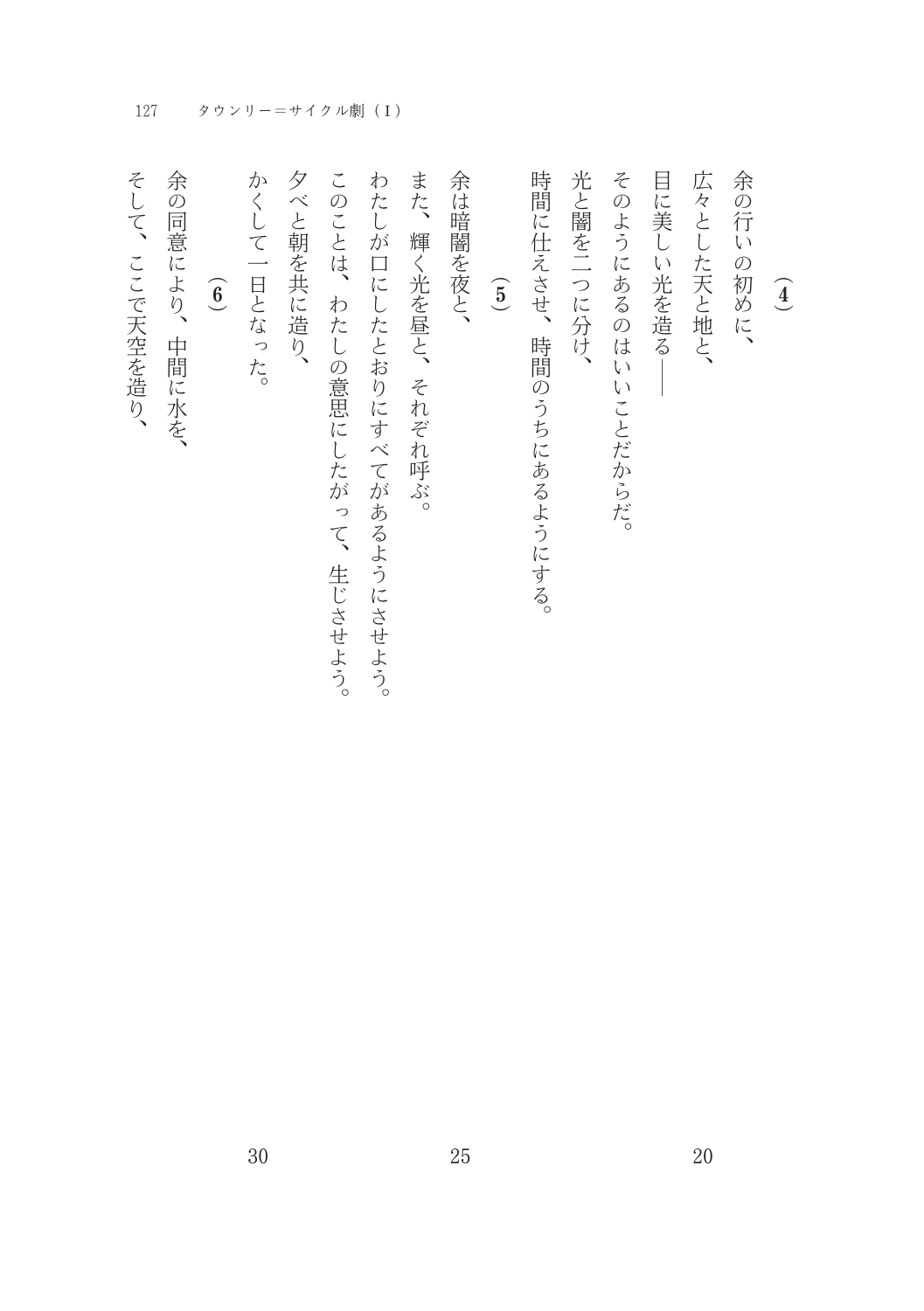（4）

余の行いの初めに、
広々とした天と地と、
目に美しい光を造る——
そのようにあるのはいいことだからだ。
光と闇を二つに分け、
時間に仕えさせ、時間のうちにあるようにする。

（5）

余は暗闇を夜と、
また、輝く光を昼と、それぞれ呼ぶ。
わたしが口にしたとおりにすべてがあるようにさせよう。
このことは、わたしの意思にしたがって、生じさせよう。
夕べと朝を共に造り、
かくして一日となった。

（6）

余の同意により、中間に水を、
そして、ここで天空を造り、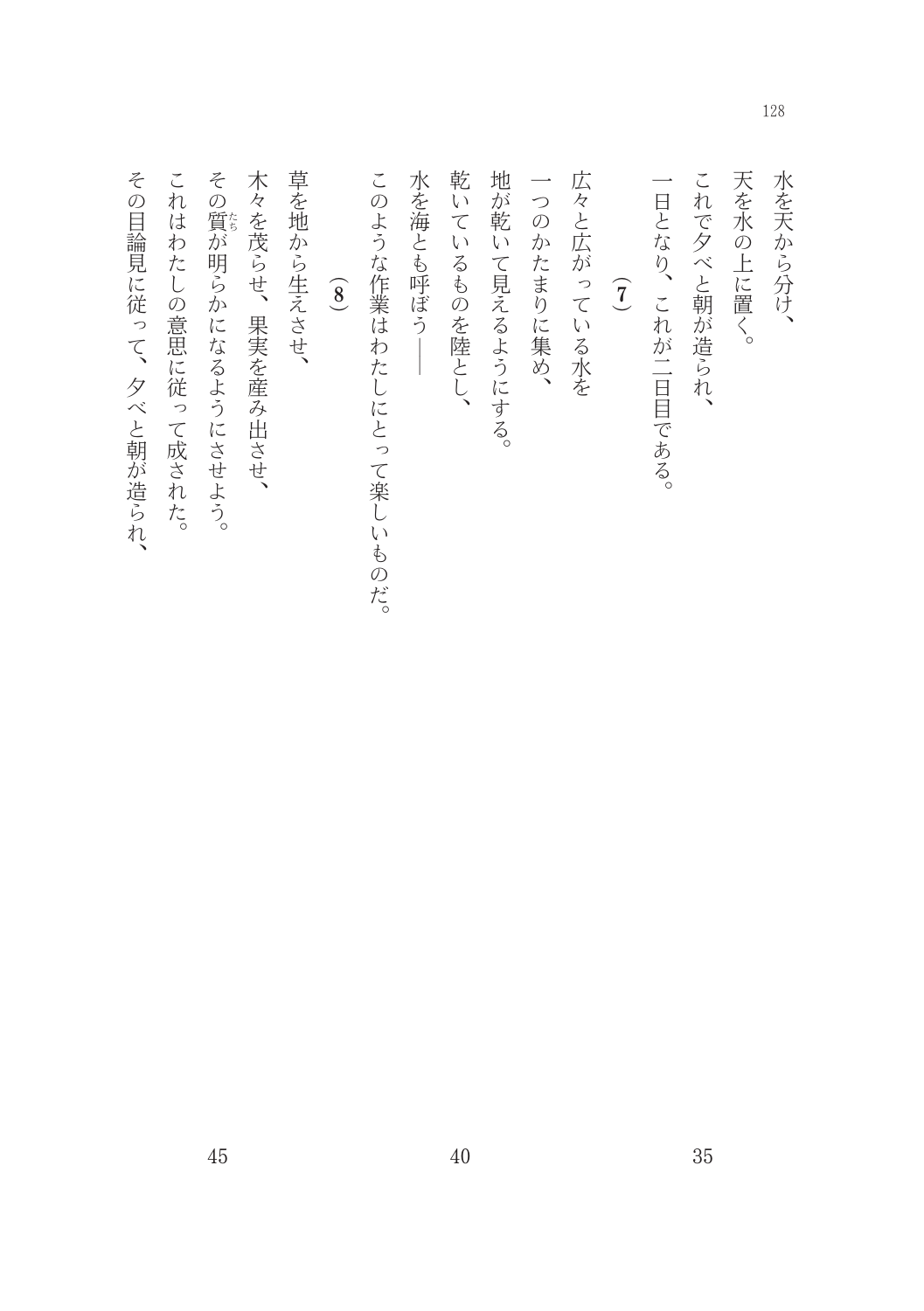水を天から分け、
天を水の上に置く。
これで夕べと朝が造られ、
一日となり、これが二日目である。

**(7)**

広々と広がっている水を
一つのかたまりに集め、
地が乾いて見えるようにする。
乾いているものを陸とし、
水を海とも呼ぼう――
このような作業はわたしにとって楽しいものだ。

**(8)**

草を地から生えさせ、
木々を茂らせ、果実を産み出させ、
その質が明らかになるようにさせよう。
これはわたしの意思に従って成された。
その目論見に従って、夕べと朝が造られ、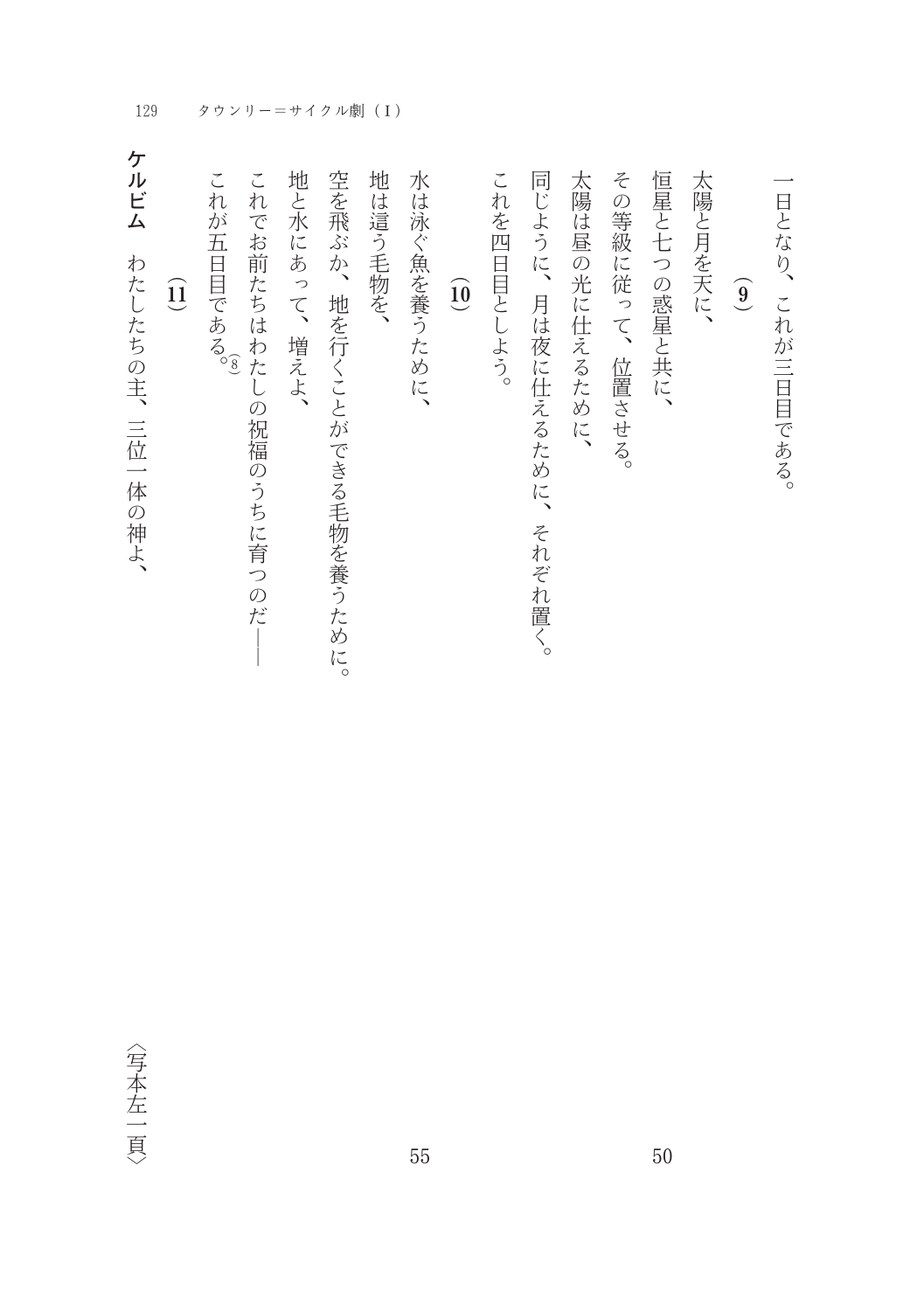一日となり、これが三日目である。

**(9)**

太陽と月を天に、
恒星と七つの惑星と共に、
その等級に従って、位置させる。
太陽は昼の光に仕えるために、
同じように、月は夜に仕えるために、それぞれ置く。
これを四日目としよう。

**(10)**

水は泳ぐ魚を養うために、
地は這う毛物を、
空を飛ぶか、地を行くことができる毛物を養うために。
地と水にあって、増えよ、
これでお前たちはわたしの祝福のうちに育つのだ――
これが五日目である。(8)

**(11)**

**ケルビム**　わたしたちの主、三位一体の神よ、

〈写本左一頁〉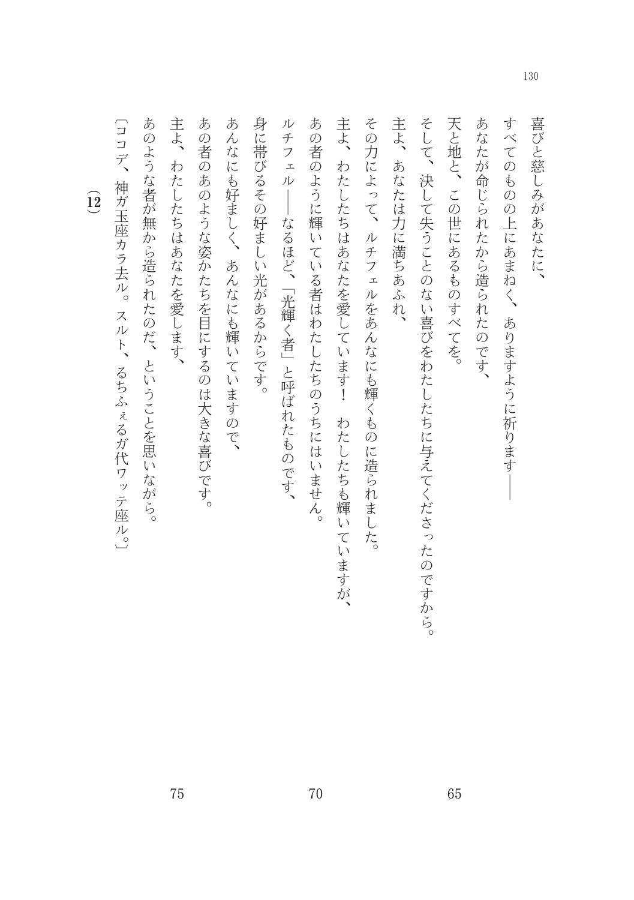喜びと慈しみがあなたに、

すべてのものの上にあまねく、ありますように祈ります――

あなたが命じられたから造られたのです、

天と地と、この世にあるものすべてを。

そして、決して失うことのない喜びをわたしたちに与えてくださったのですから。

主よ、あなたは力に満ちあふれ、

その力によって、ルチフェルをあんなにも輝くものに造られました。

主よ、わたしたちはあなたを愛しています！　わたしたちも輝いていますが、

あの者のように輝いている者はわたしたちのうちにはいません。

ルチフェル――なるほど、「光輝く者」と呼ばれたものです、

身に帯びるその好ましい光があるからです。

あんなにも好ましく、あんなにも輝いていますので、

あの者のあのような姿かたちを目にするのは大きな喜びです。

主よ、わたしたちはあなたを愛します、

あのような者が無から造られたのだ、ということを思いながら。

〔ココデ、神ガ玉座カラ去ル。スルト、るちふぇるガ代ワッテ座ル。〕

## (12)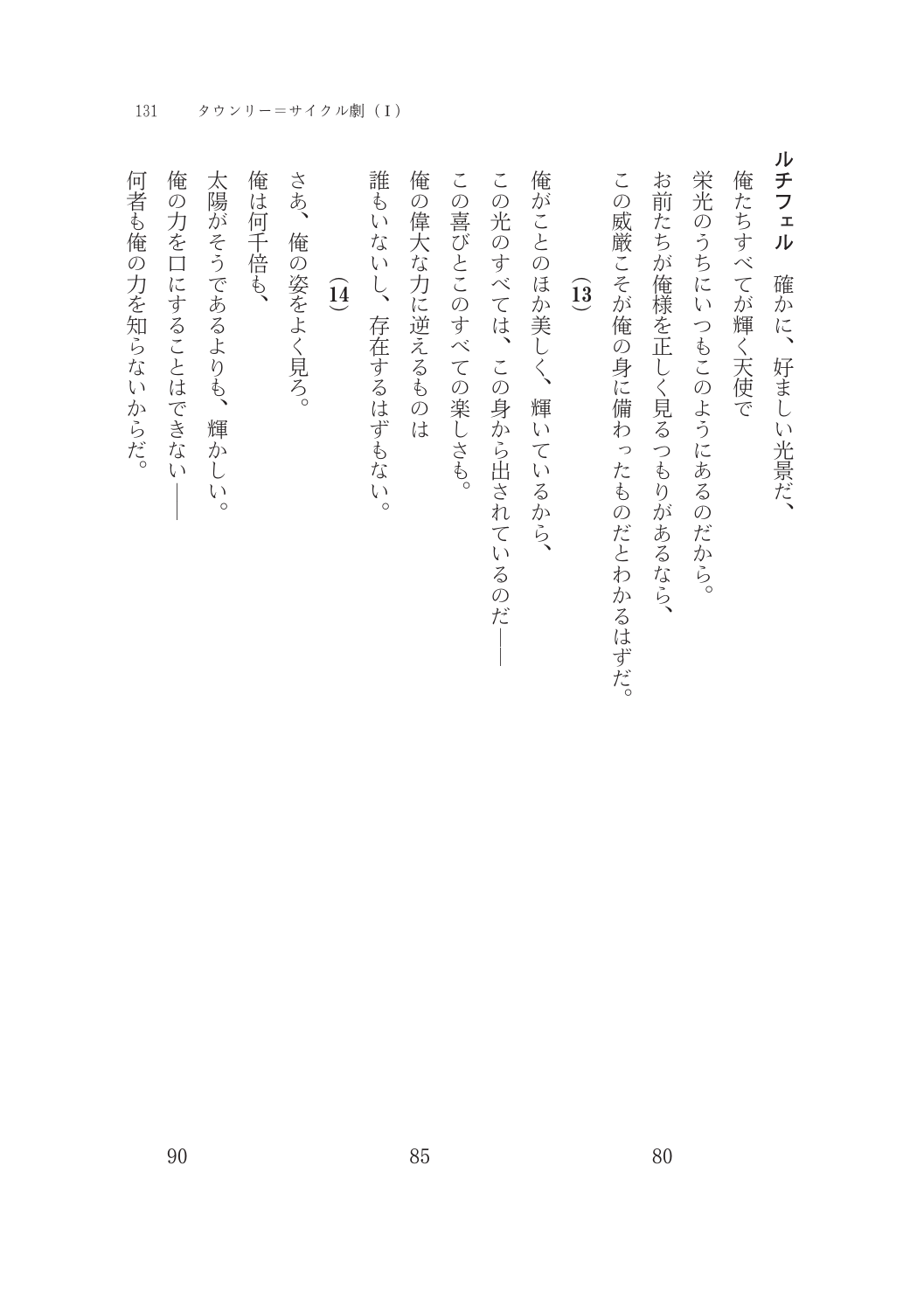**ルチフェル**　確かに、好ましい光景だ、

俺たちすべてが輝く天使で

栄光のうちにいつもこのようにあるのだから。

お前たちが俺様を正しく見るつもりがあるなら、

この威厳こそが俺の身に備わったものだとわかるはずだ。　80

（**13**）

俺がことのほか美しく、輝いているから、

この光のすべては、この身から出されているのだ——

この喜びとこのすべての楽しさも。

俺の偉大な力に逆えるものは

誰もいないし、存在するはずもない。　85

（**14**）

さあ、俺の姿をよく見ろ。

俺は何千倍も、

太陽がそうであるよりも、輝かしい。

俺の力を口にすることはできない——

何者も俺の力を知らないからだ。　90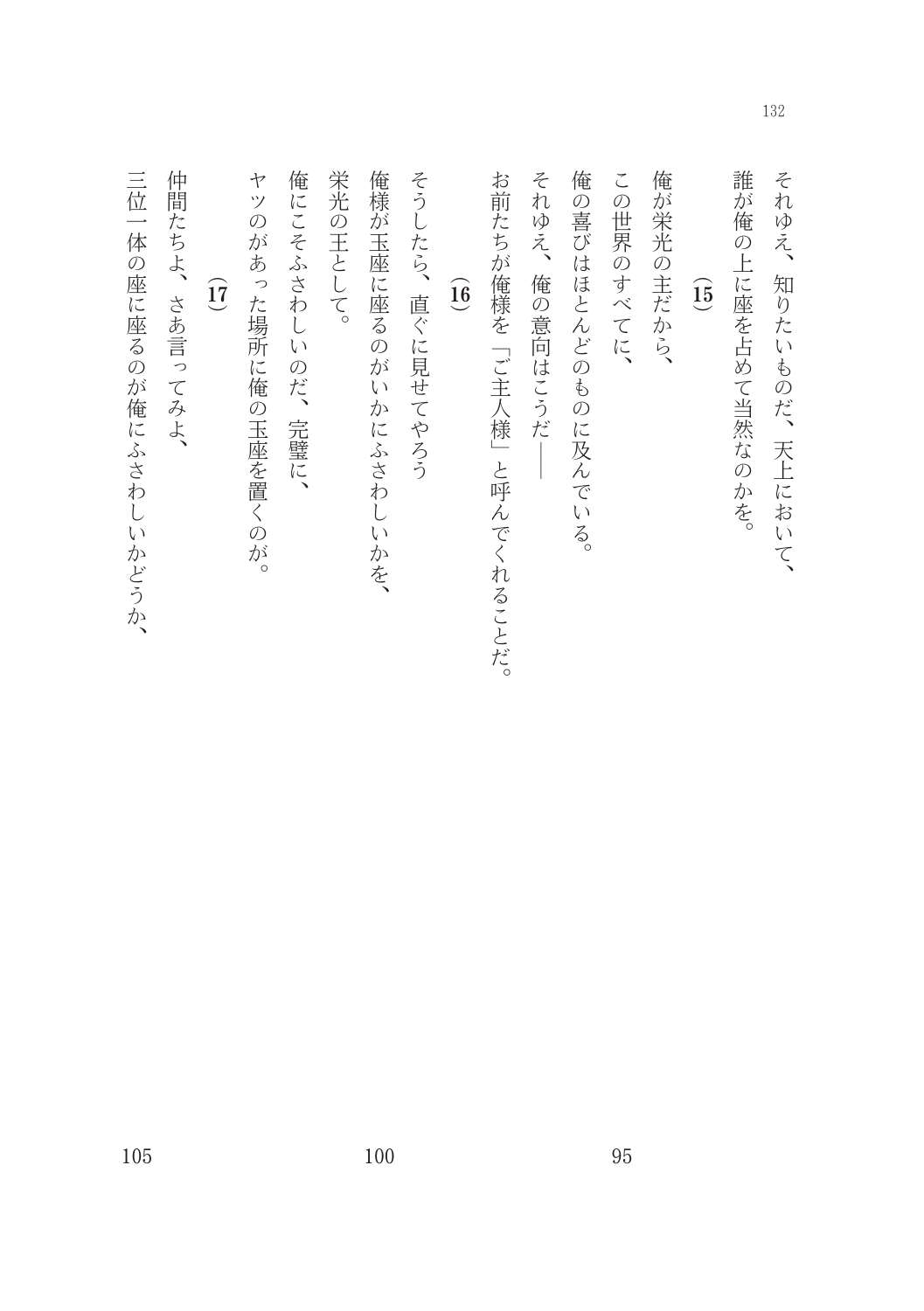それゆえ、知りたいものだ、天上において、
誰が俺の上に座を占めて当然なのかを。

（15）

俺が栄光の主だから、
この世界のすべてに、
俺の喜びはほとんどのものに及んでいる。
それゆえ、俺の意向はこうだ――
お前たちが俺様を「ご主人様」と呼んでくれることだ。

（16）

そうしたら、直ぐに見せてやろう
俺様が玉座に座るのがいかにふさわしいかを、
栄光の王として。
俺にこそふさわしいのだ、完璧に、
ヤツのがあった場所に俺の玉座を置くのが。

（17）

仲間たちよ、さあ言ってみよ、
三位一体の座に座るのが俺にふさわしいかどうか、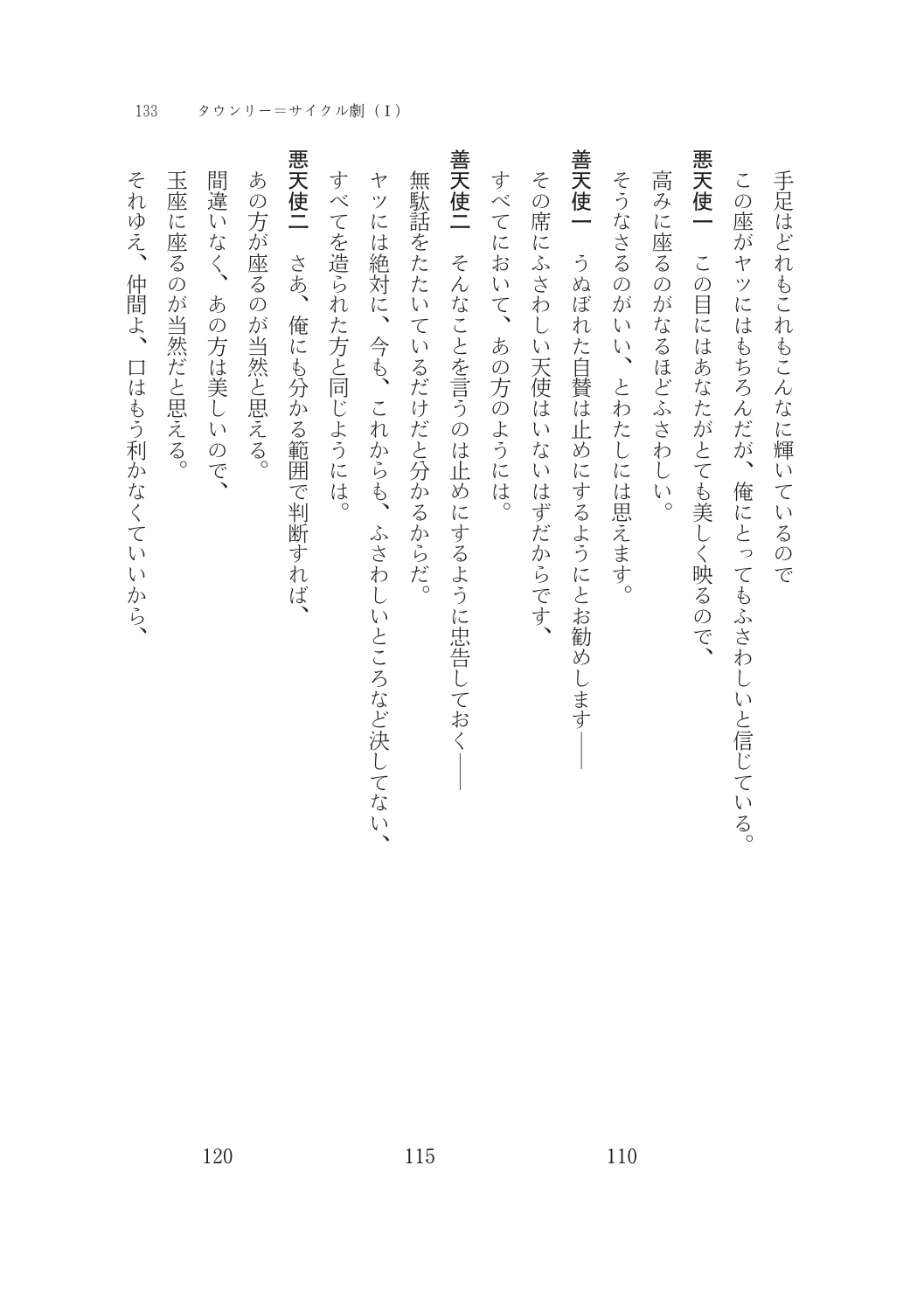手足はどれもこれもこんなに輝いているので
この座がヤツにはもちろんだが、俺にとってもふさわしいと信じている。

**悪天使一**　この目にはあなたがとても美しく映るので、
高みに座るのがなるほどふさわしい。
そうなさるのがいい、とわたしには思えます。

**善天使一**　うぬぼれた自賛は止めにするようにとお勧めします——
その席にふさわしい天使はいないはずだからです、
すべてにおいて、あの方のようには。

**善天使二**　そんなことを言うのは止めにするように忠告しておく——
無駄話をたたいているだけだと分かるからだ。
ヤツには絶対に、今も、これからも、ふさわしいところなど決してない、
すべてを造られた方と同じようには。

**悪天使二**　さあ、俺にも分かる範囲で判断すれば、
あの方が座るのが当然と思える。
間違いなく、あの方は美しいので、
玉座に座るのが当然だと思える。
それゆえ、仲間よ、口はもう利かなくていいから、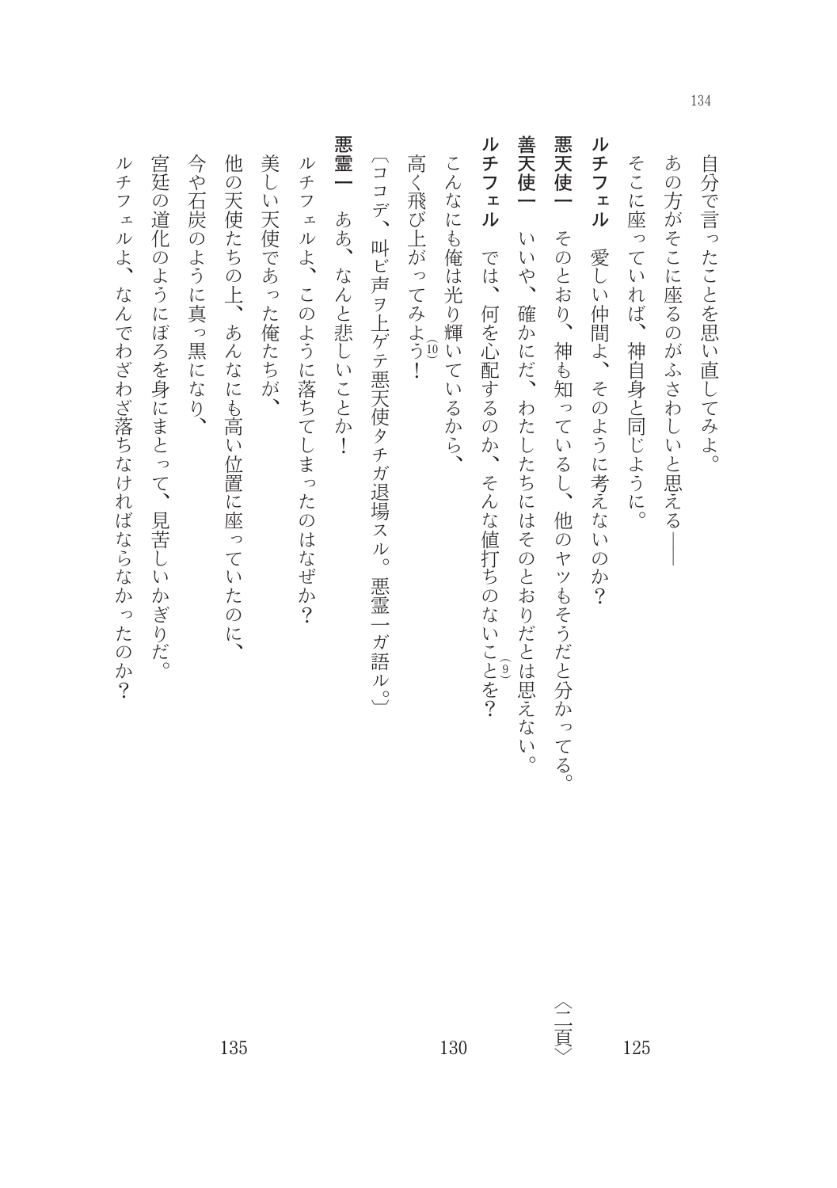自分で言ったことを思い直してみよ。

あの方がそこに座るのがふさわしいと思える――

そこに座っていれば、神自身と同じように。

**ルチフェル**　愛しい仲間よ、そのように考えないのか？

**悪天使一**　そのとおり、神も知っているし、他のヤツもそうだと分かってる。　〈二一頁〉　125

**善天使一**　いいや、確かにだ、わたしたちにはそのとおりだとは思えない。

**ルチフェル**　では、何を心配するのか、そんな値打ちのないことを？(9)

こんなにも俺は光り輝いているから、

高く飛び上がってみよう！(10)　130

〔ココデ、叫ビ声ヲ上ゲテ悪天使タチガ退場スル。悪霊一ガ語ル。〕

**悪霊一**　ああ、なんと悲しいことか！

ルチフェルよ、このように落ちてしまったのはなぜか？

美しい天使であった俺たちが、

他の天使たちの上、あんなにも高い位置に座っていたのに、

今や石炭のように真っ黒になり、　135

宮廷の道化のようにぼろを身にまとって、見苦しいかぎりだ。

ルチフェルよ、なんでわざわざ落ちなければならなかったのか？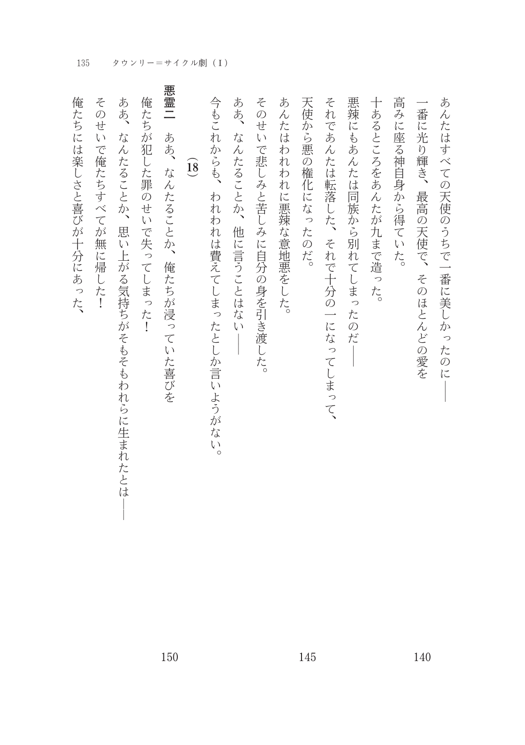あんたはすべての天使のうちで一番に美しかったのに――

一番に光り輝き、最高の天使で、そのほとんどの愛を

高みに座る神自身から得ていた。

十あるところをあんたが九まで造った。

悪辣にもあんたは同族から別れてしまったのだ――

それであんたは転落した、それで十分の一になってしまって、

天使から悪の権化になったのだ。

あんたはわれわれに悪辣な意地悪をした。

そのせいで悲しみと苦しみに自分の身を引き渡した。

ああ、なんたることか、他に言うことはない――

今もこれからも、われわれは費えてしまったとしか言いようがない。

(18)

**悪霊二**　ああ、なんたることか、俺たちが浸っていた喜びを

俺たちが犯した罪のせいで失ってしまった！

ああ、なんたることか、思い上がる気持ちがそもそもわれらに生まれたとは――

そのせいで俺たちすべてが無に帰した！

俺たちには楽しさと喜びが十分にあった、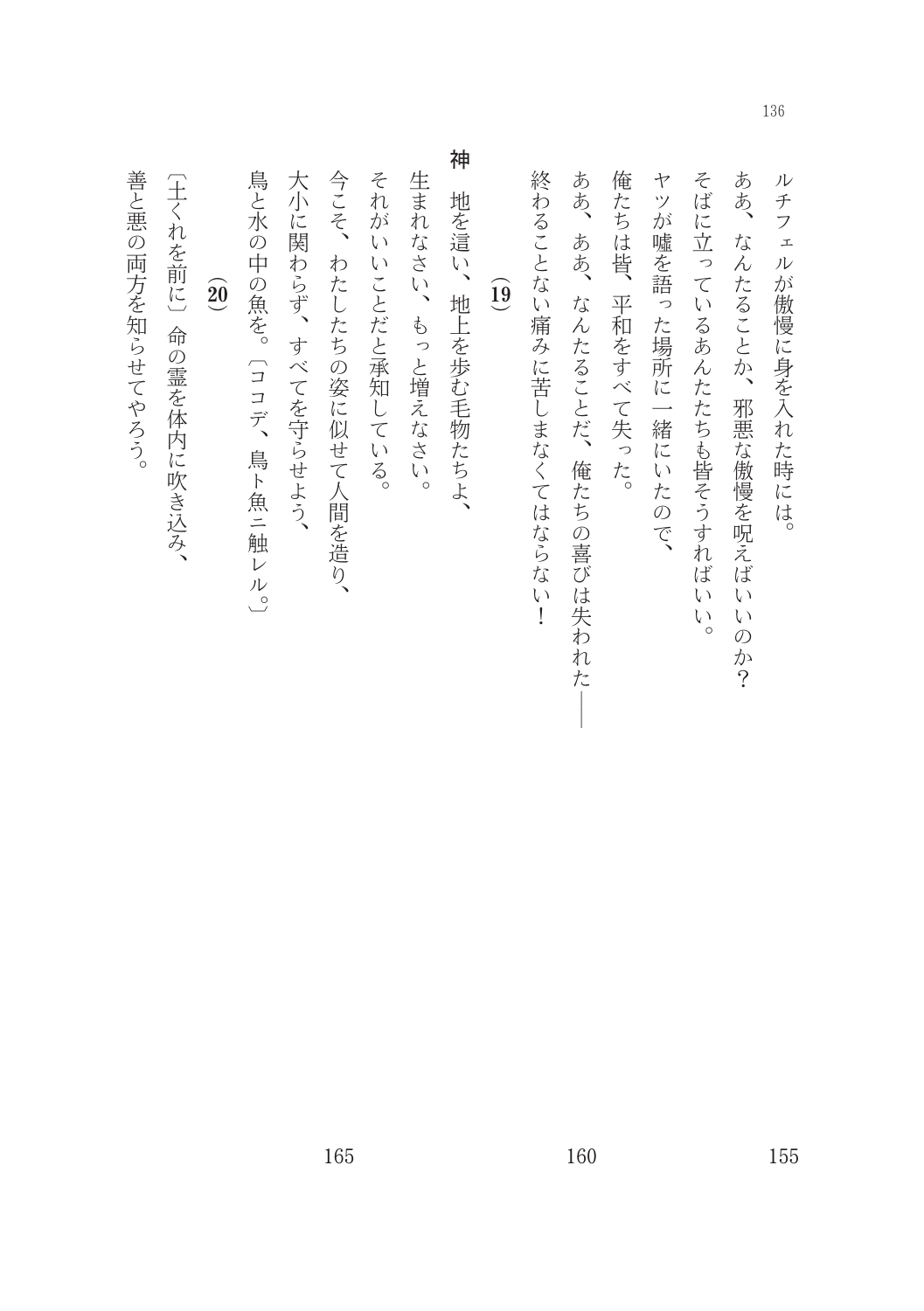ルチフェルが傲慢に身を入れた時には。

ああ、なんたることか、邪悪な傲慢を呪えばいいのか？

そばに立っているあんたたちも皆そうすればいい。

ヤツが嘘を語った場所に一緒にいたので、

俺たちは皆、平和をすべて失った。

ああ、ああ、なんたることだ、俺たちの喜びは失われた――

終わることない痛みに苦しまなくてはならない！

**(19)**

**神**　地を這い、地上を歩む毛物たちよ、

生まれなさい、もっと増えなさい。

それがいいことだと承知している。

今こそ、わたしたちの姿に似せて人間を造り、

大小に関わらず、すべてを守らせよう、

鳥と水の中の魚を。〔ココデ、鳥ト魚ニ触レル。〕

**(20)**

〔土くれを前に〕命の霊を体内に吹き込み、

善と悪の両方を知らせてやろう。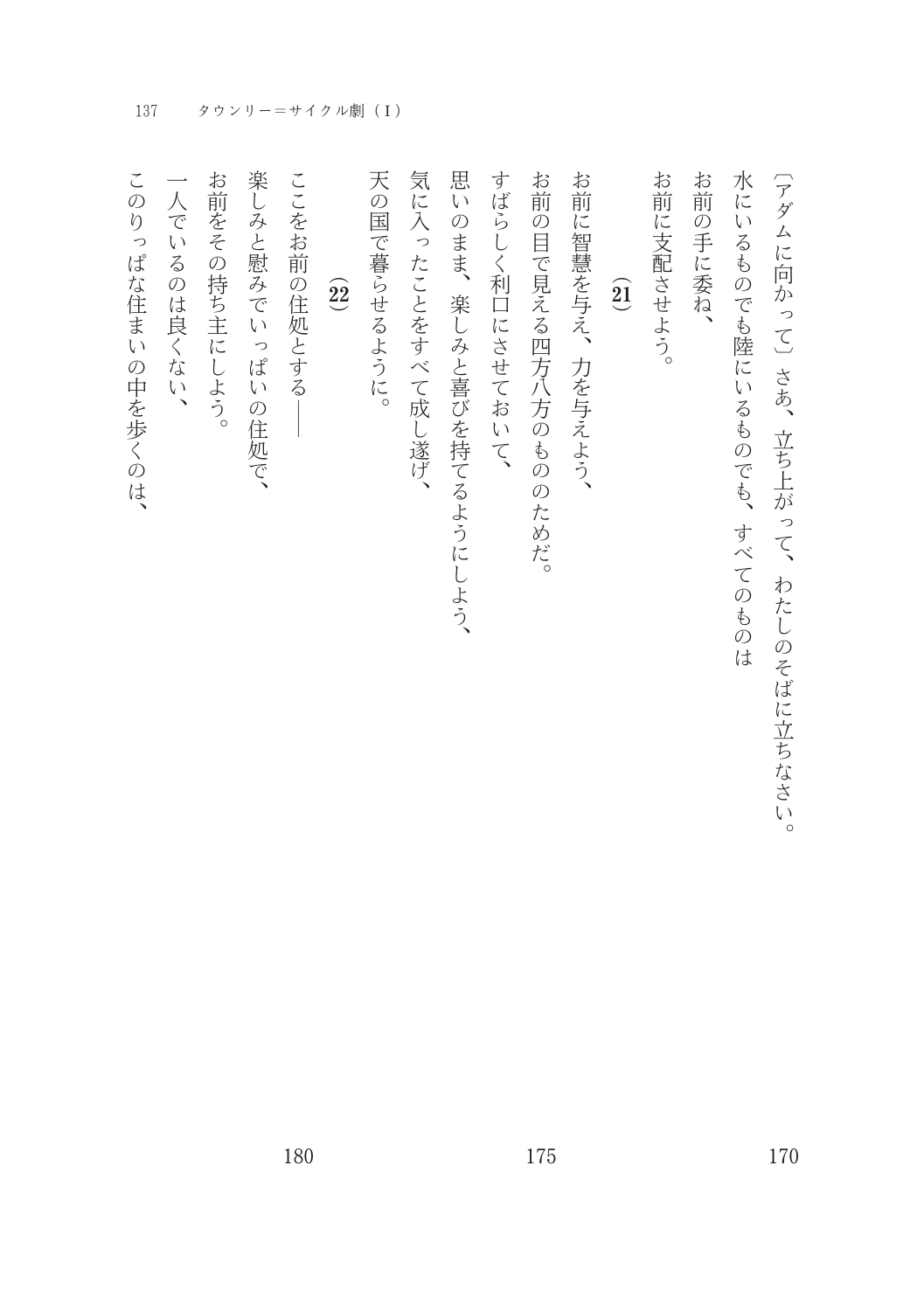〔アダムに向かって〕さあ、立ち上がって、わたしのそばに立ちなさい。

水にいるものでも陸にいるものでも、すべてのものは

お前の手に委ね、

お前に支配させよう。

（21）

お前に智慧を与え、力を与えよう、

お前の目で見える四方八方のもののためだ。

すばらしく利口にさせておいて、

思いのまま、楽しみと喜びを持てるようにしよう、

気に入ったことをすべて成し遂げ、

天の国で暮らせるように。

（22）

ここをお前の住処とする――

楽しみと慰みでいっぱいの住処で、

お前をその持ち主にしよう。

一人でいるのは良くない、

このりっぱな住まいの中を歩くのは、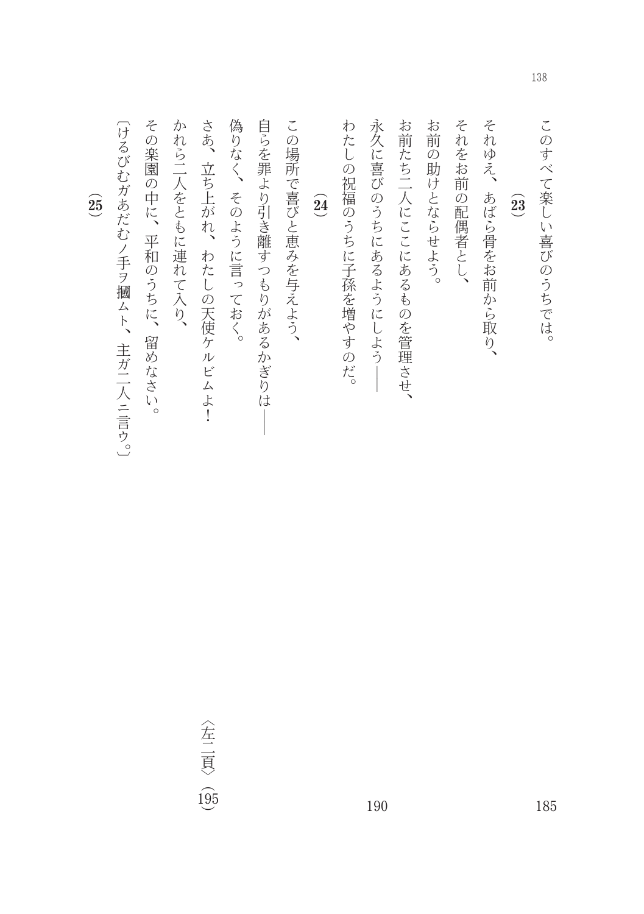このすべて楽しい喜びのうちでは。

（23）

それゆえ、あばら骨をお前から取り、
それをお前の配偶者とし、
お前の助けとならせよう。
お前たち二人にここにあるものを管理させ、
永久に喜びのうちにあるようにしよう——
わたしの祝福のうちに子孫を増やすのだ。

（24）

この場所で喜びと恵みを与えよう、
自らを罪より引き離すつもりがあるかぎりは——
偽りなく、そのように言っておく。
さあ、立ち上がれ、わたしの天使ケルビムよ！
かれら二人をともに連れて入り、
その楽園の中に、平和のうちに、留めなさい。
〔けるびむガあだむノ手ヲ摑ムト、主ガ二人ニ言ウ。〕

（25）

185　190　〈左二頁〉（195）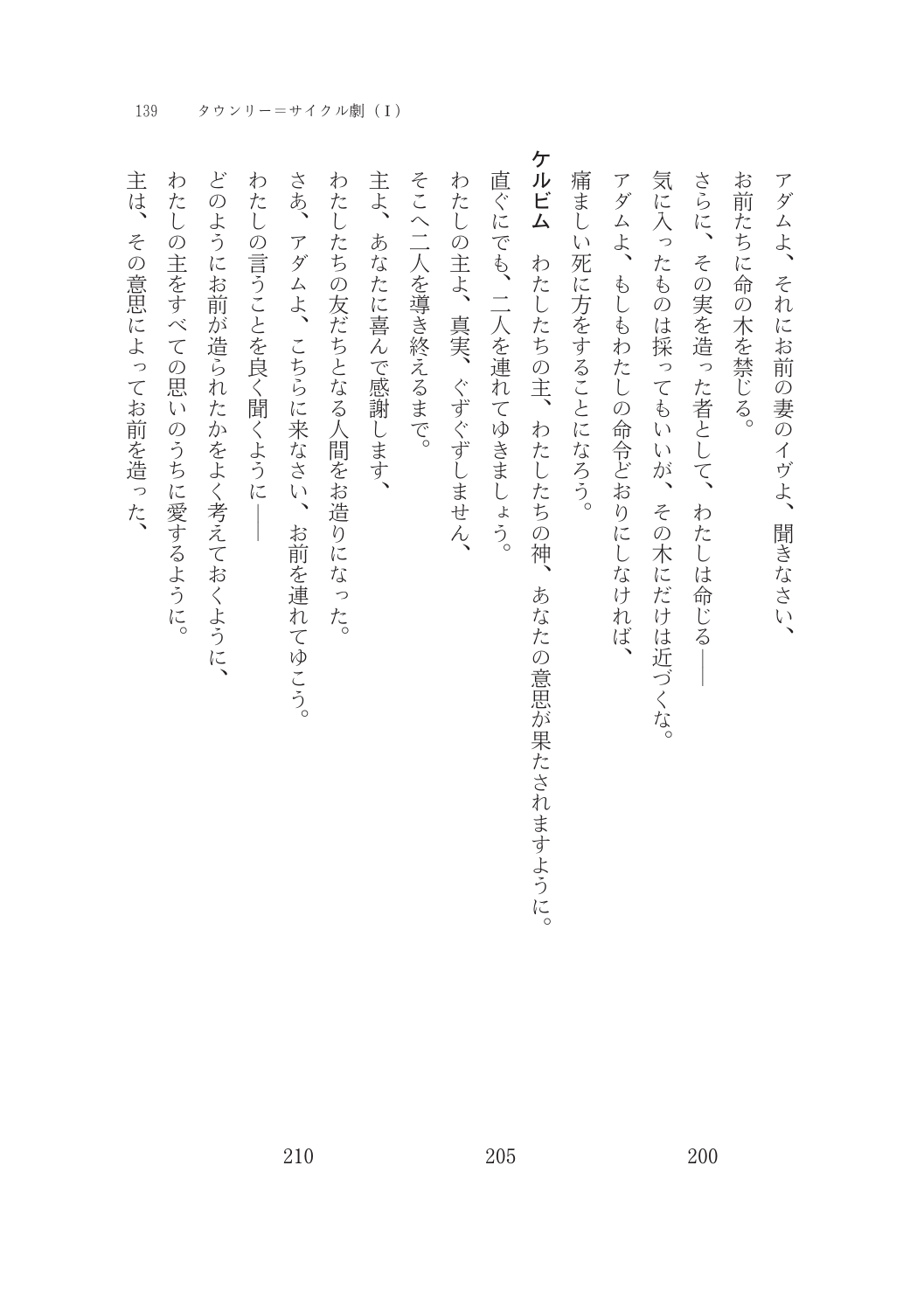アダムよ、それにお前の妻のイヴよ、聞きなさい、
お前たちに命の木を禁じる。
さらに、その実を造った者として、わたしは命じる――
気に入ったものは採ってもいいが、その木にだけは近づくな。
アダムよ、もしもわたしの命令どおりにしなければ、
痛ましい死に方をすることになろう。

**ケルビム**　わたしたちの主、わたしたちの神、あなたの意思が果たされますように。
直ぐにでも、二人を連れてゆきましょう。
わたしの主よ、真実、ぐずぐずしません、
そこへ二人を導き終えるまで。
主よ、あなたに喜んで感謝します、
わたしたちの友だちとなる人間をお造りになった。
さあ、アダムよ、こちらに来なさい、お前を連れてゆこう。
わたしの言うことを良く聞くように――
どのようにお前が造られたかをよく考えておくように、
わたしの主をすべての思いのうちに愛するように。
主は、その意思によってお前を造った、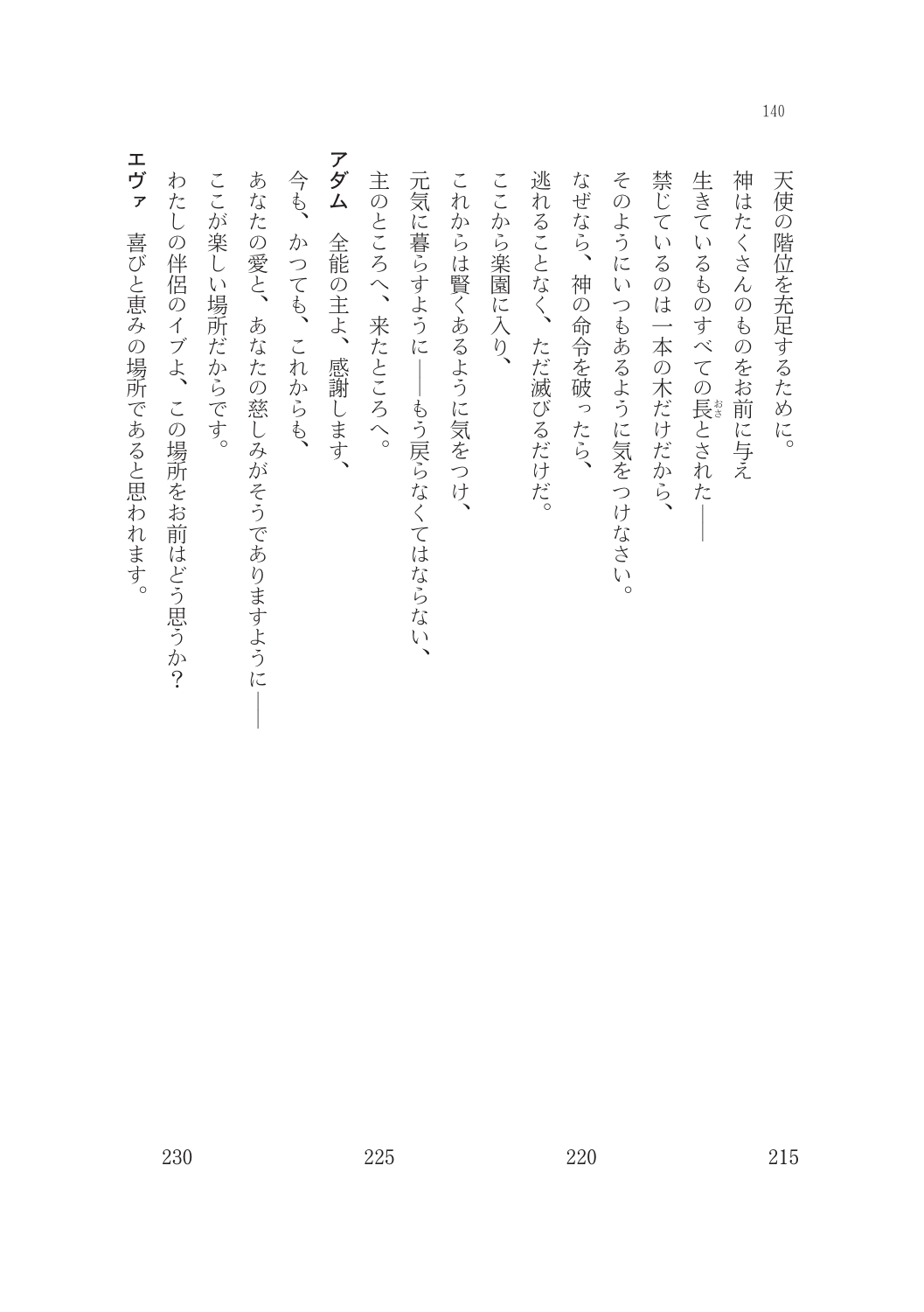天使の階位を充足するために。
神はたくさんのものをお前に与え
生きているものすべての長とされた――
禁じているのは一本の木だけだから、
そのようにいつもあるように気をつけなさい。
なぜなら、神の命令を破ったら、
逃れることなく、ただ滅びるだけだ。
ここから楽園に入り、
これからは賢くあるように気をつけ、
元気に暮らすように――もう戻らなくてはならない、
主のところへ、来たところへ。

**アダム**　全能の主よ、感謝します、
今も、かつても、これからも、
あなたの愛と、あなたの慈しみがそうでありますように――
ここが楽しい場所だからです。
わたしの伴侶のイブよ、この場所をお前はどう思うか？

**エヴァ**　喜びと恵みの場所であると思われます。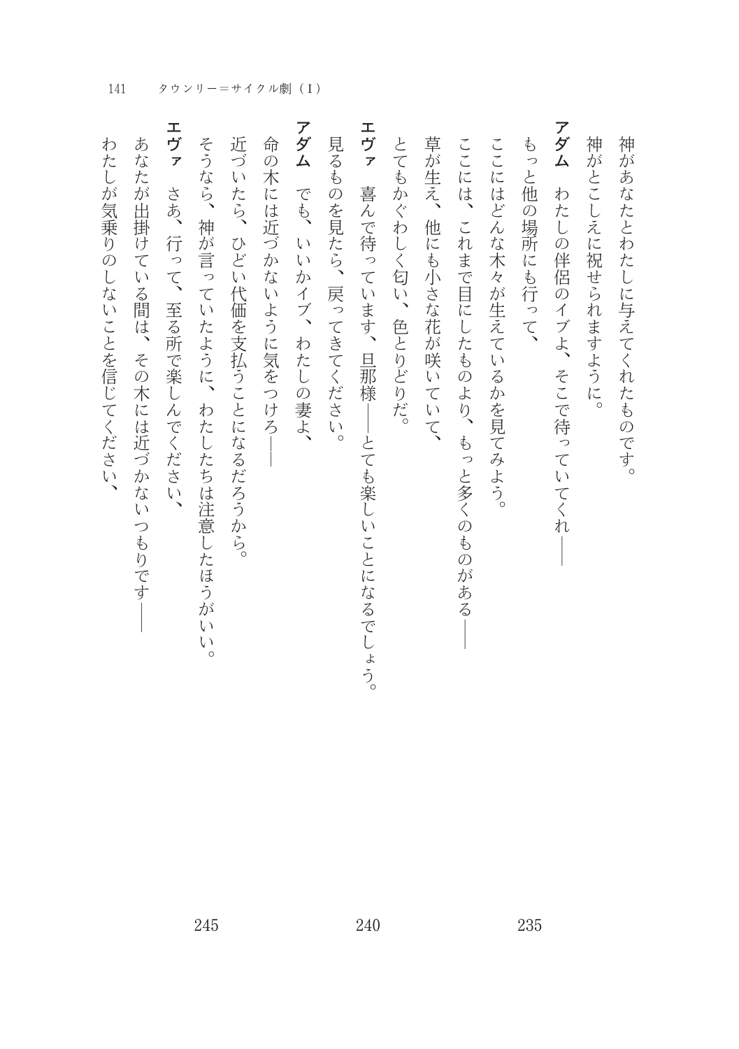神があなたとわたしに与えてくれたものです。
神がとこしえに祝せられますように。

**アダム**　わたしの伴侶のイブよ、そこで待っていてくれ――
もっと他の場所にも行って、
ここにはどんな木々が生えているかを見てみよう。
ここには、これまで目にしたものより、もっと多くのものがある――
草が生え、他にも小さな花が咲いていて、
とてもかぐわしく匂い、色とりどりだ。

**エヴァ**　喜んで待っています、旦那様――とても楽しいことになるでしょう。
見るものを見たら、戻ってきてください。

**アダム**　でも、いいかイブ、わたしの妻よ、
命の木には近づかないように気をつけろ――
近づいたら、ひどい代価を支払うことになるだろうから。
そうなら、神が言っていたように、わたしたちは注意したほうがいい。

**エヴァ**　さあ、行って、至る所で楽しんでください、
あなたが出掛けている間は、その木には近づかないつもりです――
わたしが気乗りのしないことを信じてください、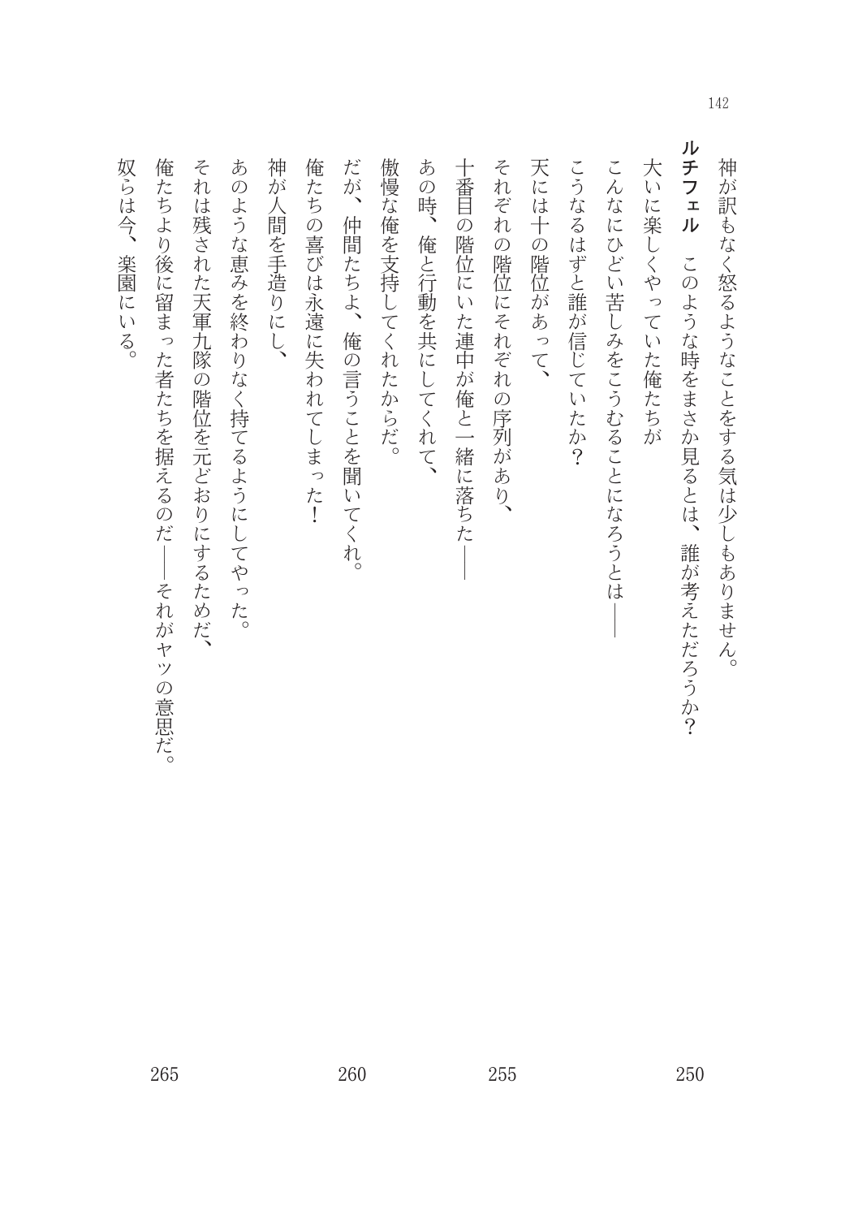神が訳もなく怒るようなことをする気は少しもありません。

**ルチフェル**　このような時をまさか見るとは、誰が考えただろうか？

大いに楽しくやっていた俺たちが

こんなにひどい苦しみをこうむることになろうとは――

こうなるはずと誰が信じていたか？

天には十の階位があって、

それぞれの階位にそれぞれの序列があり、

十番目の階位にいた連中が俺と一緒に落ちた――

あの時、俺と行動を共にしてくれて、

傲慢な俺を支持してくれたからだ。

だが、仲間たちよ、俺の言うことを聞いてくれ。

俺たちの喜びは永遠に失われてしまった！

神が人間を手造りにし、

あのような恵みを終わりなく持てるようにしてやった。

それは残された天軍九隊の階位を元どおりにするためだ、

俺たちより後に留まった者たちを据えるのだ――それがヤツの意思だ。

奴らは今、楽園にいる。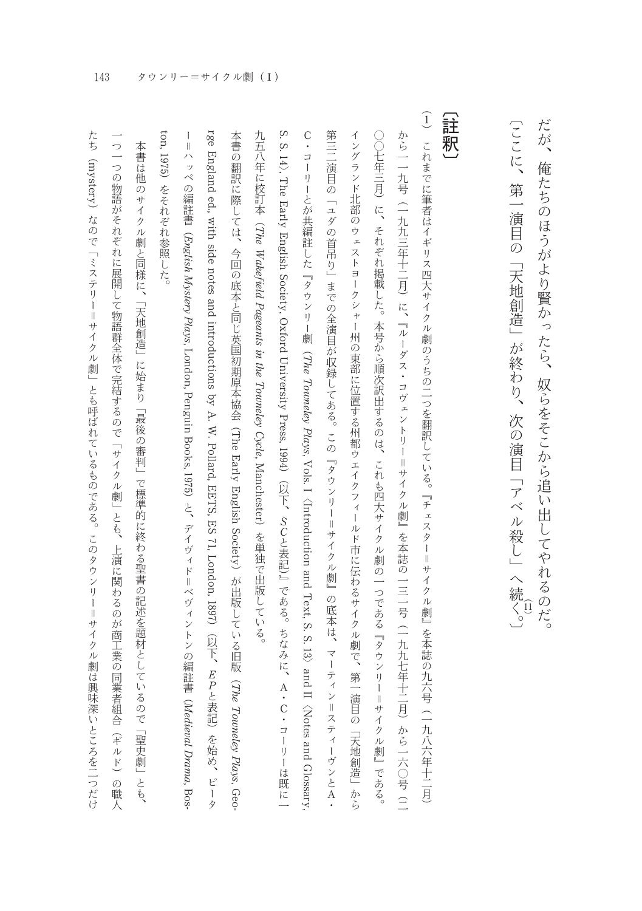だが、俺たちのほうがより賢かったら、奴らをそこから追い出してやれるのだ。
〔ここに、第一演目の「天地創造」が終わり、次の演目「アベル殺し」へ続く。[11]〕

## 〔註釈〕

(1) これまでに筆者はイギリス四大サイクル劇のうちの二つを翻訳している。『チェスター＝サイクル劇』を本誌の九六号（一九八六年十二月）から一一九号（一九九三年十二月）に、『ルーダス・コヴェントリー＝サイクル劇』を本誌の一三一号（一九九七年十二月）から一六〇号（二〇〇七年三月）に、それぞれ掲載した。本号から順次訳出するのは、これも四大サイクル劇の一つである『タウンリー＝サイクル劇』である。イングランド北部のウェストヨークシャー州の東部に位置する州都ウェイクフィールド市に伝わるサイクル劇で、第一演目の「天地創造」から第三二演目の「ユダの首吊り」までの全演目が収録してある。この『タウンリー＝サイクル劇』の底本は、マーティン＝スティーヴンとA・C・コーリーとが共編註した『タウンリー劇』(*The Towneley Plays*, Vols. I〈Introduction and Text, S. S. 13〉and II〈Notes and Glossary, S. S. 14〉, The Early English Society, Oxford University Press, 1994)（以下、*SC*と表記）』である。ちなみに、A・C・コーリーは既に一九五八年に校訂本（*The Wakefield Pageants in the Towneley Cycle*, Manchester）を単独で出版している。
本書の翻訳に際しては、今回の底本と同じ英国初期原本協会（The Early English Society）が出版している旧版（*The Towneley Plays*, George England ed., with side notes and introductions by A. W. Pollard, EETS, ES 71, London, 1897)（以下、*EP*と表記）を始め、ピーター＝ハッペの編註書（*English Mystery Plays*, London, Penguin Books, 1975）と、デイヴィド＝ベヴィントンの編註書（*Medieval Drama*, Boston, 1975）をそれぞれ参照した。
　本書は他のサイクル劇と同様に、「天地創造」に始まり「最後の審判」で標準的に終わる聖書の記述を題材としているので「聖史劇」とも、一つ一つの物語がそれぞれに展開して物語群全体で完結するので「サイクル劇」とも、上演に関わるのが商工業の同業者組合（ギルド）の職人たち（mystery）なので「ミステリー＝サイクル劇」とも呼ばれているものである。このタウンリー＝サイクル劇は興味深いところを二つだけ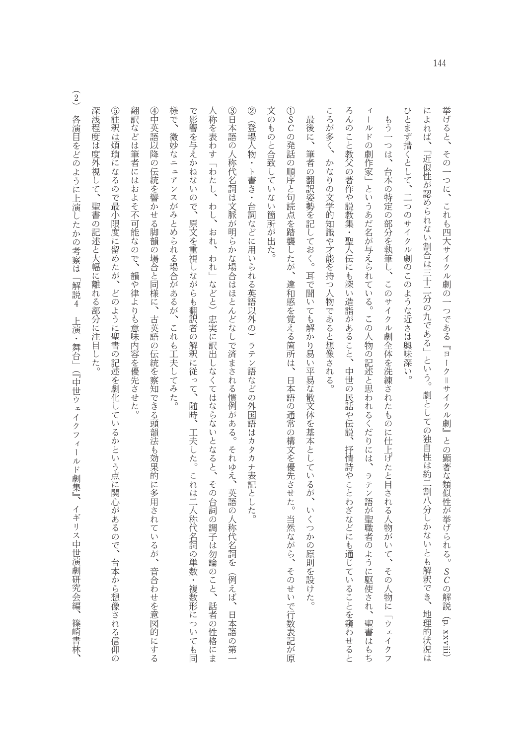挙げると、その一つに、これも四大サイクル劇の一つである『ヨーク＝サイクル劇』との顕著な類似性が挙げられる。*SC* の解説（p. xxviii）によれば、「近似性が認められない割合は三十二分の九である」という。劇としての独自性は約二割八分しかないとも解釈でき、地理的状況はひとまず措くとして、二つのサイクル劇のこのような近さは興味深い。

もう一つは、台本の特定の部分を執筆し、このサイクル劇全体を洗練されたものに仕上げたと目される人物がいて、その人物に「ウェイクフィールドの劇作家」というあだ名が与えられている。この人物の記述と思われるくだりには、ラテン語が聖職者のように駆使され、聖書はもちろんのこと教父の著作や説教集・聖人伝にも深い造詣があること、中世の民話や伝説、抒情詩やことわざなどにも通じていることを窺わせるところが多く、かなりの文学的知識や才能を持つ人物であると想像される。

最後に、筆者の翻訳姿勢を記しておく。耳で聞いても解かり易い平易な散文体を基本としているが、いくつかの原則を設けた。

①*SC* の発話の順序と句読点を踏襲したが、違和感を覚える箇所は、日本語の通常の構文を優先させた。当然ながら、そのせいで行数表記が原文のものと合致していない箇所が出た。

②（登場人物・ト書き・台詞などに用いられる英語以外の）ラテン語などの外国語はカタカナ表記とした。

③日本語の人称代名詞は文脈が明らかな場合はほとんどなしで済まされる慣例がある。それゆえ、英語の人称代名詞を（例えば、日本語の第一人称を表わす「わたし、わし、おれ、われ」などと）忠実に訳出しなくてはならないとなると、その台詞の調子は勿論のこと、話者の性格にまで影響を与えかねないので、原文を重視しながらも翻訳者の解釈に従って、随時、工夫した。これは二人称代名詞の単数・複数形についても同様で、微妙なニュアンスがみとめられる場合があるが、これも工夫してみた。

④中英語以降の伝統を響かせる脚韻の場合と同様に、古英語の伝統を察知できる頭韻法も効果的に多用されているが、音合わせを意図的にする翻訳などは筆者にはおよそ不可能なので、韻や律よりも意味内容を優先させた。

⑤註釈は煩瑣になるので最小限度に留めたが、どのように聖書の記述を劇化しているかという点に関心があるので、台本から想像される信仰の深浅程度は度外視して、聖書の記述と大幅に離れる部分に注目した。

（2） 各演目をどのように上演したかの考察は「解説4　上演・舞台」（『中世ウェイクフィールド劇集』、イギリス中世演劇研究会編、篠崎書林、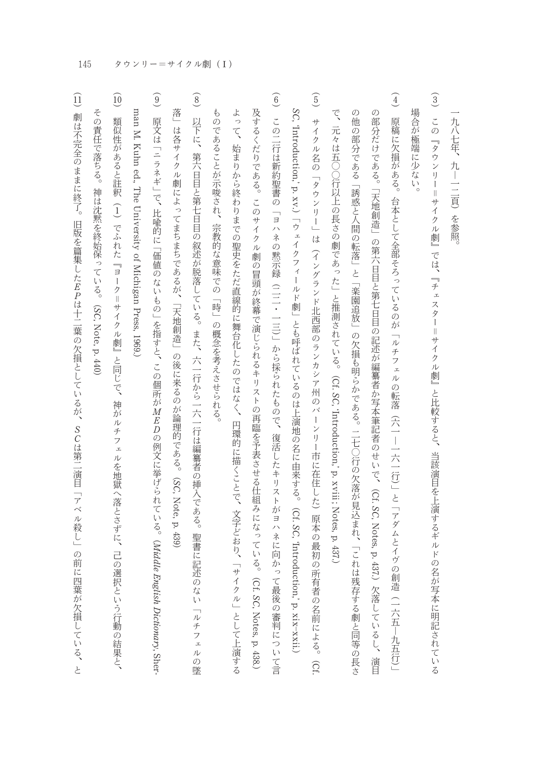一九八七年、九―一二頁）を参照。

（3）この『タウンリー＝サイクル劇』では、『チェスター＝サイクル劇』と比較すると、当該演目を上演するギルドの名が写本に明記されている場合が極端に少ない。

（4）原稿に欠損がある。台本として全部そろっているのが「ルチフェルの転落（六一―一六一行）」と「アダムとイヴの創造（一六五―九五行）」の部分だけである。「天地創造」の第六日目と第七日目の記述が編纂者か写本筆記者のせいで、（Cf. *SC*, Notes, p. 437.）欠落しているし、演目の他の部分である「誘惑と人間の転落」と「楽園追放」の欠損も明らかである。二七〇行の欠落が見込まれ、「これは残存する劇と同等の長さで、元々は五〇〇行以上の長さの劇であった」と推測されている。（Cf. *SC*, 'Introduction,' p. xviii; Notes, p. 437.）

（5）サイクル名の「タウンリー」は（イングランド北西部のランカシア州のバーンリー市に在住した）原本の最初の所有者の名前による。（Cf. *SC*, 'Introduction,' p. xv.）「ウェイクフィールド劇」とも呼ばれているのは上演地の名に由来する。（Cf. *SC*, 'Introduction,' p. xix-xxii.）

（6）この二行は新約聖書の「ヨハネの黙示録（二二・一三）」から採られたもので、復活したキリストがヨハネに向かって最後の審判について言及するくだりである。このサイクル劇の冒頭が終幕で演じられるキリストの再臨を予表させる仕組みになっている。（Cf. *SC*, Notes, p. 438.）よって、始まりから終わりまでの聖史をただ直線的に舞台化したのではなく、円環的に描くことで、文字どおり、「サイクル」として上演するものであることが示唆され、宗教的な意味での「時」の概念を考えさせられる。

（8）以下に、第六日目と第七日目の叙述が脱落している。また、六一行から一六一行は編纂者の挿入である。聖書に記述のない「ルチフェルの墜落」は各サイクル劇によってまちまちであるが、「天地創造」の後に来るのが論理的である。（*SC*, Note, p. 439）

（9）原文は「ニラネギ」で、比喩的に「価値のないもの」を指すと、この個所が*MED*の例文に挙げられている。（*Middle English Dictionary*, Sherman M. Kuhn ed., The University of Michigan Press, 1969.）

（10）類似性があると註釈（1）でふれた『ヨーク＝サイクル劇』と同じで、神がルチフェルを地獄へ落とさずに、己の選択という行動の結果と、その責任で落ちる。神は沈黙を終始保っている。（*SC*, Note, p. 440）

（11）劇は不完全のままに終了。旧版を纂集した*EP*は十二葉の欠損としているが、*SC*は第二演目「アベル殺し」の前に四葉が欠損している、と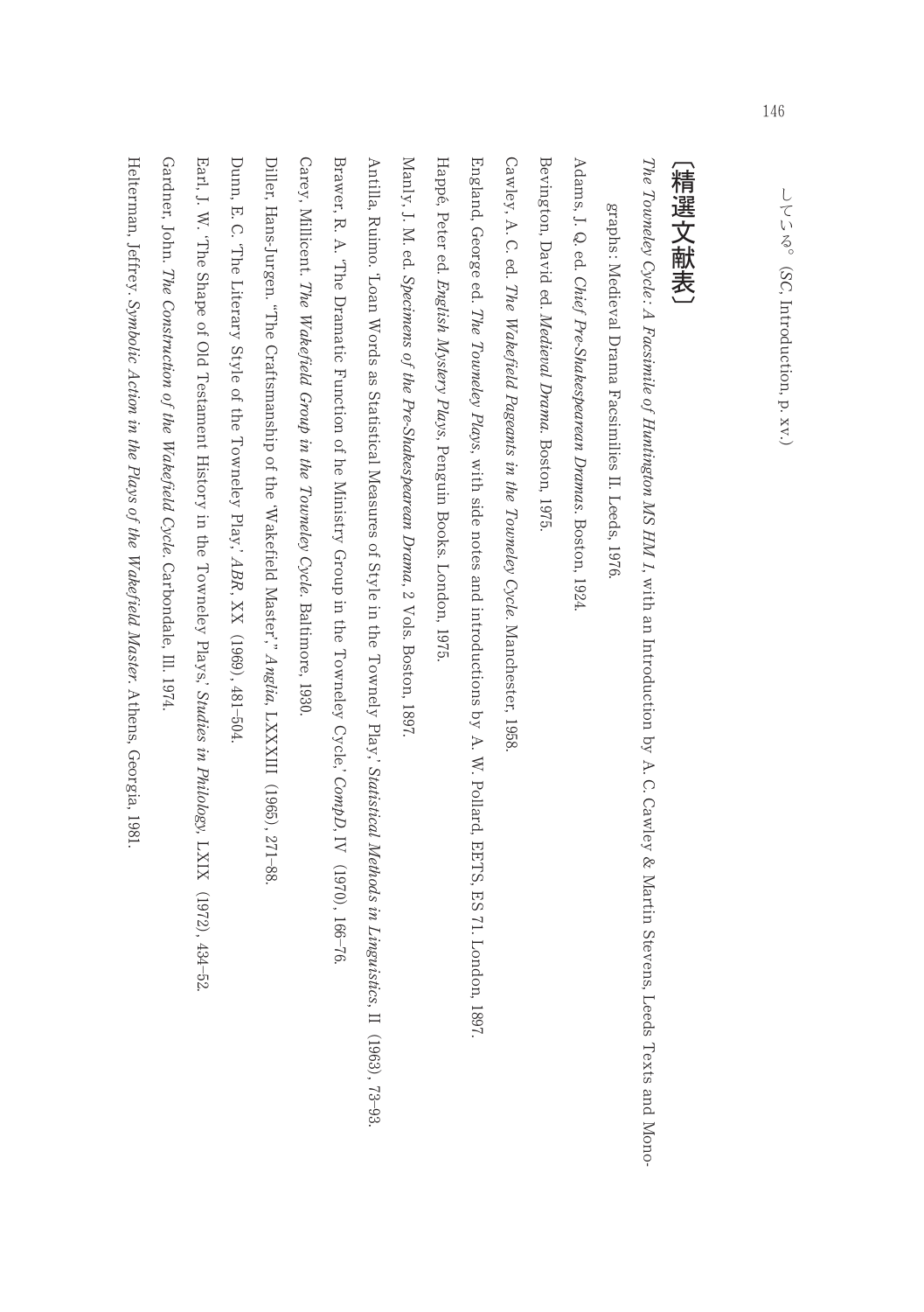している。(SC, Introduction, p. xv.)

## 〔精選文献表〕

*The Towneley Cycle: A Facsimile of Huntington MS HM 1*, with an Introduction by A. C. Cawley & Martin Stevens, Leeds Texts and Monographs: Medieval Drama Facsimiles II. Leeds, 1976.

Adams, J. Q. ed. *Chief Pre-Shakespearean Dramas*. Boston, 1924.

Bevington, David ed. *Medieval Drama*. Boston, 1975.

Cawley, A. C. ed. *The Wakefield Pageants in the Towneley Cycle*. Manchester, 1958.

England, George ed. *The Towneley Plays*, with side notes and introductions by A. W. Pollard, EETS, ES 71. London, 1897.

Happé, Peter ed. *English Mystery Plays*. Penguin Books. London, 1975.

Manly, J. M. ed. *Specimens of the Pre-Shakespearean Drama*, 2 Vols. Boston, 1897.

Anttila, Ruimo. 'Loan Words as Statistical Measures of Style in the Townely Play,' *Statistical Methods in Linguistics*, II (1963), 73–93.

Brawer, R. A. 'The Dramatic Function of he Ministry Group in the Towneley Cycle,' *CompD*, IV (1970), 166–76.

Carey, Millicent. *The Wakefield Group in the Towneley Cycle*. Baltimore, 1930.

Diller, Hans-Jurgen. "The Craftsmanship of the 'Wakefield Master'," *Anglia*, LXXXIII (1965), 271–88.

Dunn, E. C. 'The Literary Style of the Towneley Play,' *ABR*, XX (1969), 481–504.

Earl, J. W. 'The Shape of Old Testament History in the Towneley Plays,' *Studies in Philology*, LXIX (1972), 434–52.

Gardner, John. *The Construction of the Wakefield Cycle*. Carbondale, Ill. 1974.

Helterman, Jeffrey. *Symbolic Action in the Plays of the Wakefield Master*. Athens, Georgia, 1981.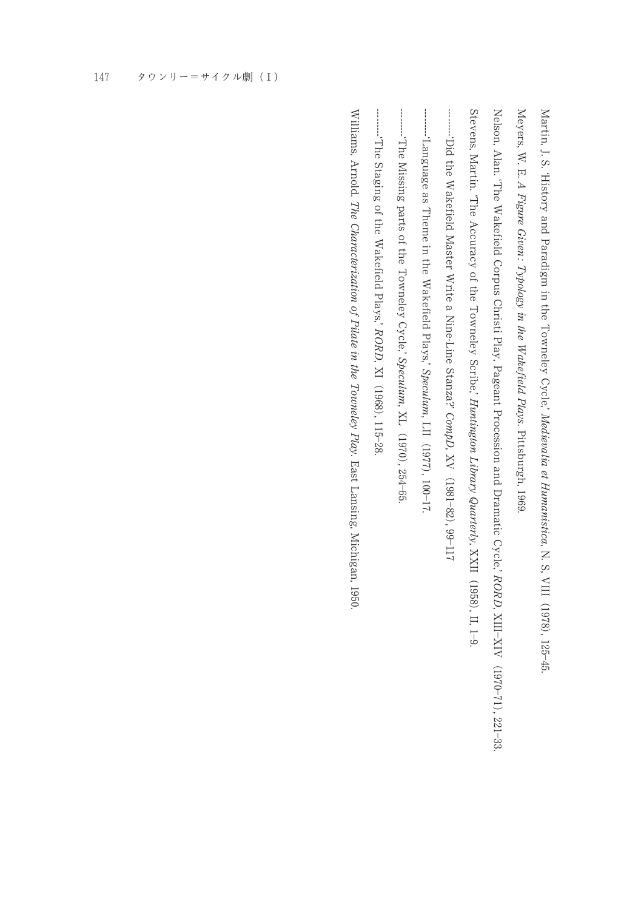Martin, J. S. 'History and Paradigm in the Towneley Cycle,' *Medievalia et Humanistica*, N. S, VIII (1978), 125–45.

Meyers, W. E. *A Figure Given: Typology in the Wakefield Plays*. Pittsburgh, 1969.

Nelson, Alan. 'The Wakefield Corpus Christi Play, Pageant Procession and Dramatic Cycle,' *RORD*, XIII–XIV (1970–71), 221–33.

Stevens, Martin. 'The Accuracy of the Towneley Scribe,' *Huntington Library Quarterly*, XXII (1958), II, 1–9.

———'Did the Wakefield Master Write a Nine-Line Stanza?' *CompD*, XV (1981–82), 99–117

———'Language as Theme in the Wakefield Plays,' *Speculum*, LII (1977), 100–17.

———'The Missing parts of the Towneley Cycle,' *Speculum*, XL (1970), 254–65.

———'The Staging of the Wakefield Plays,' *RORD*, XI (1968), 115–28.

Williams, Arnold. *The Characterization of Pilate in the Towneley Play*. East Lansing, Michigan, 1950.